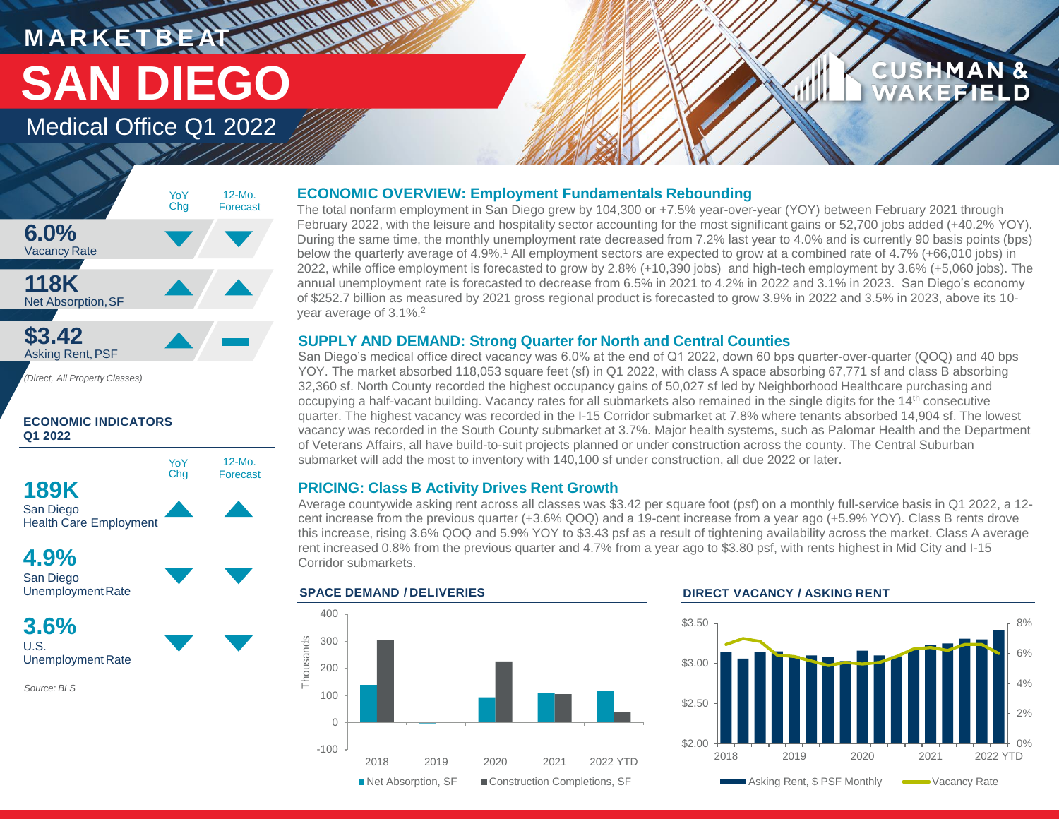# MARKETBEAT

# SAN DIEGO

## Medical Office Q1 2022

CUSHMAN & WAKEFIELD

| | YoY Chg | 12-Mo. Forecast |
|---|---|---|
| **6.0%** Vacancy Rate | ▼ | ▼ |
| **118K** Net Absorption, SF | ▲ | ▲ |
| **$3.42** Asking Rent, PSF | ▲ | ▬ |

*(Direct, All Property Classes)*

### ECONOMIC INDICATORS Q1 2022

| | YoY Chg | 12-Mo. Forecast |
|---|---|---|
| **189K** San Diego Health Care Employment | ▲ | ▲ |
| **4.9%** San Diego Unemployment Rate | ▼ | ▼ |
| **3.6%** U.S. Unemployment Rate | ▼ | ▼ |

*Source: BLS*

### ECONOMIC OVERVIEW: Employment Fundamentals Rebounding

The total nonfarm employment in San Diego grew by 104,300 or +7.5% year-over-year (YOY) between February 2021 through February 2022, with the leisure and hospitality sector accounting for the most significant gains or 52,700 jobs added (+40.2% YOY). During the same time, the monthly unemployment rate decreased from 7.2% last year to 4.0% and is currently 90 basis points (bps) below the quarterly average of 4.9%.[1] All employment sectors are expected to grow at a combined rate of 4.7% (+66,010 jobs) in 2022, while office employment is forecasted to grow by 2.8% (+10,390 jobs) and high-tech employment by 3.6% (+5,060 jobs). The annual unemployment rate is forecasted to decrease from 6.5% in 2021 to 4.2% in 2022 and 3.1% in 2023. San Diego's economy of $252.7 billion as measured by 2021 gross regional product is forecasted to grow 3.9% in 2022 and 3.5% in 2023, above its 10-year average of 3.1%.[2]

### SUPPLY AND DEMAND: Strong Quarter for North and Central Counties

San Diego's medical office direct vacancy was 6.0% at the end of Q1 2022, down 60 bps quarter-over-quarter (QOQ) and 40 bps YOY. The market absorbed 118,053 square feet (sf) in Q1 2022, with class A space absorbing 67,771 sf and class B absorbing 32,360 sf. North County recorded the highest occupancy gains of 50,027 sf led by Neighborhood Healthcare purchasing and occupying a half-vacant building. Vacancy rates for all submarkets also remained in the single digits for the 14th consecutive quarter. The highest vacancy was recorded in the I-15 Corridor submarket at 7.8% where tenants absorbed 14,904 sf. The lowest vacancy was recorded in the South County submarket at 3.7%. Major health systems, such as Palomar Health and the Department of Veterans Affairs, all have build-to-suit projects planned or under construction across the county. The Central Suburban submarket will add the most to inventory with 140,100 sf under construction, all due 2022 or later.

### PRICING: Class B Activity Drives Rent Growth

Average countywide asking rent across all classes was $3.42 per square foot (psf) on a monthly full-service basis in Q1 2022, a 12-cent increase from the previous quarter (+3.6% QOQ) and a 19-cent increase from a year ago (+5.9% YOY). Class B rents drove this increase, rising 3.6% QOQ and 5.9% YOY to $3.43 psf as a result of tightening availability across the market. Class A average rent increased 0.8% from the previous quarter and 4.7% from a year ago to $3.80 psf, with rents highest in Mid City and I-15 Corridor submarkets.

#### SPACE DEMAND / DELIVERIES

(Chart: Net Absorption, SF and Construction Completions, SF, in thousands, 2018–2022 YTD)

#### DIRECT VACANCY / ASKING RENT

(Chart: Asking Rent, $ PSF Monthly and Vacancy Rate, 2018–2022 YTD)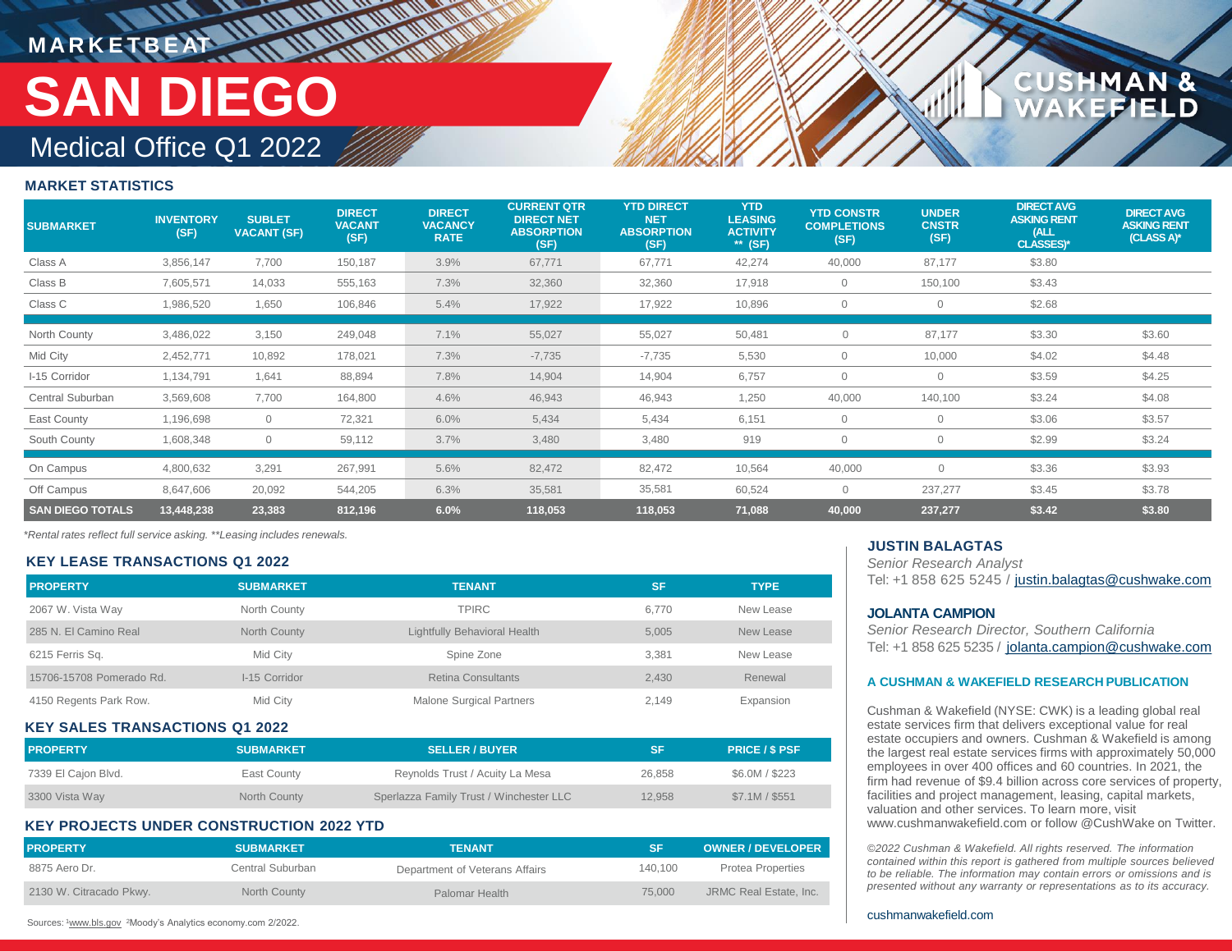MARKETBEAT

# SAN DIEGO

## Medical Office Q1 2022

CUSHMAN & WAKEFIELD

### MARKET STATISTICS

| SUBMARKET | INVENTORY (SF) | SUBLET VACANT (SF) | DIRECT VACANT (SF) | DIRECT VACANCY RATE | CURRENT QTR DIRECT NET ABSORPTION (SF) | YTD DIRECT NET ABSORPTION (SF) | YTD LEASING ACTIVITY ** (SF) | YTD CONSTR COMPLETIONS (SF) | UNDER CNSTR (SF) | DIRECT AVG ASKING RENT (ALL CLASSES)* | DIRECT AVG ASKING RENT (CLASS A)* |
|---|---|---|---|---|---|---|---|---|---|---|---|
| Class A | 3,856,147 | 7,700 | 150,187 | 3.9% | 67,771 | 67,771 | 42,274 | 40,000 | 87,177 | $3.80 | |
| Class B | 7,605,571 | 14,033 | 555,163 | 7.3% | 32,360 | 32,360 | 17,918 | 0 | 150,100 | $3.43 | |
| Class C | 1,986,520 | 1,650 | 106,846 | 5.4% | 17,922 | 17,922 | 10,896 | 0 | 0 | $2.68 | |
| North County | 3,486,022 | 3,150 | 249,048 | 7.1% | 55,027 | 55,027 | 50,481 | 0 | 87,177 | $3.30 | $3.60 |
| Mid City | 2,452,771 | 10,892 | 178,021 | 7.3% | -7,735 | -7,735 | 5,530 | 0 | 10,000 | $4.02 | $4.48 |
| I-15 Corridor | 1,134,791 | 1,641 | 88,894 | 7.8% | 14,904 | 14,904 | 6,757 | 0 | 0 | $3.59 | $4.25 |
| Central Suburban | 3,569,608 | 7,700 | 164,800 | 4.6% | 46,943 | 46,943 | 1,250 | 40,000 | 140,100 | $3.24 | $4.08 |
| East County | 1,196,698 | 0 | 72,321 | 6.0% | 5,434 | 5,434 | 6,151 | 0 | 0 | $3.06 | $3.57 |
| South County | 1,608,348 | 0 | 59,112 | 3.7% | 3,480 | 3,480 | 919 | 0 | 0 | $2.99 | $3.24 |
| On Campus | 4,800,632 | 3,291 | 267,991 | 5.6% | 82,472 | 82,472 | 10,564 | 40,000 | 0 | $3.36 | $3.93 |
| Off Campus | 8,647,606 | 20,092 | 544,205 | 6.3% | 35,581 | 35,581 | 60,524 | 0 | 237,277 | $3.45 | $3.78 |
| **SAN DIEGO TOTALS** | **13,448,238** | **23,383** | **812,196** | **6.0%** | **118,053** | **118,053** | **71,088** | **40,000** | **237,277** | **$3.42** | **$3.80** |

*Rental rates reflect full service asking. **Leasing includes renewals.*

### KEY LEASE TRANSACTIONS Q1 2022

| PROPERTY | SUBMARKET | TENANT | SF | TYPE |
|---|---|---|---|---|
| 2067 W. Vista Way | North County | TPIRC | 6,770 | New Lease |
| 285 N. El Camino Real | North County | Lightfully Behavioral Health | 5,005 | New Lease |
| 6215 Ferris Sq. | Mid City | Spine Zone | 3,381 | New Lease |
| 15706-15708 Pomerado Rd. | I-15 Corridor | Retina Consultants | 2,430 | Renewal |
| 4150 Regents Park Row. | Mid City | Malone Surgical Partners | 2,149 | Expansion |

### KEY SALES TRANSACTIONS Q1 2022

| PROPERTY | SUBMARKET | SELLER / BUYER | SF | PRICE / $ PSF |
|---|---|---|---|---|
| 7339 El Cajon Blvd. | East County | Reynolds Trust / Acuity La Mesa | 26,858 | $6.0M / $223 |
| 3300 Vista Way | North County | Sperlazza Family Trust / Winchester LLC | 12,958 | $7.1M / $551 |

### KEY PROJECTS UNDER CONSTRUCTION 2022 YTD

| PROPERTY | SUBMARKET | TENANT | SF | OWNER / DEVELOPER |
|---|---|---|---|---|
| 8875 Aero Dr. | Central Suburban | Department of Veterans Affairs | 140,100 | Protea Properties |
| 2130 W. Citracado Pkwy. | North County | Palomar Health | 75,000 | JRMC Real Estate, Inc. |

Sources: [1]www.bls.gov [2]Moody's Analytics economy.com 2/2022.

**JUSTIN BALAGTAS**
*Senior Research Analyst*
Tel: +1 858 625 5245 / justin.balagtas@cushwake.com

**JOLANTA CAMPION**
*Senior Research Director, Southern California*
Tel: +1 858 625 5235 / jolanta.campion@cushwake.com

**A CUSHMAN & WAKEFIELD RESEARCH PUBLICATION**

Cushman & Wakefield (NYSE: CWK) is a leading global real estate services firm that delivers exceptional value for real estate occupiers and owners. Cushman & Wakefield is among the largest real estate services firms with approximately 50,000 employees in over 400 offices and 60 countries. In 2021, the firm had revenue of $9.4 billion across core services of property, facilities and project management, leasing, capital markets, valuation and other services. To learn more, visit www.cushmanwakefield.com or follow @CushWake on Twitter.

*©2022 Cushman & Wakefield. All rights reserved. The information contained within this report is gathered from multiple sources believed to be reliable. The information may contain errors or omissions and is presented without any warranty or representations as to its accuracy.*

cushmanwakefield.com